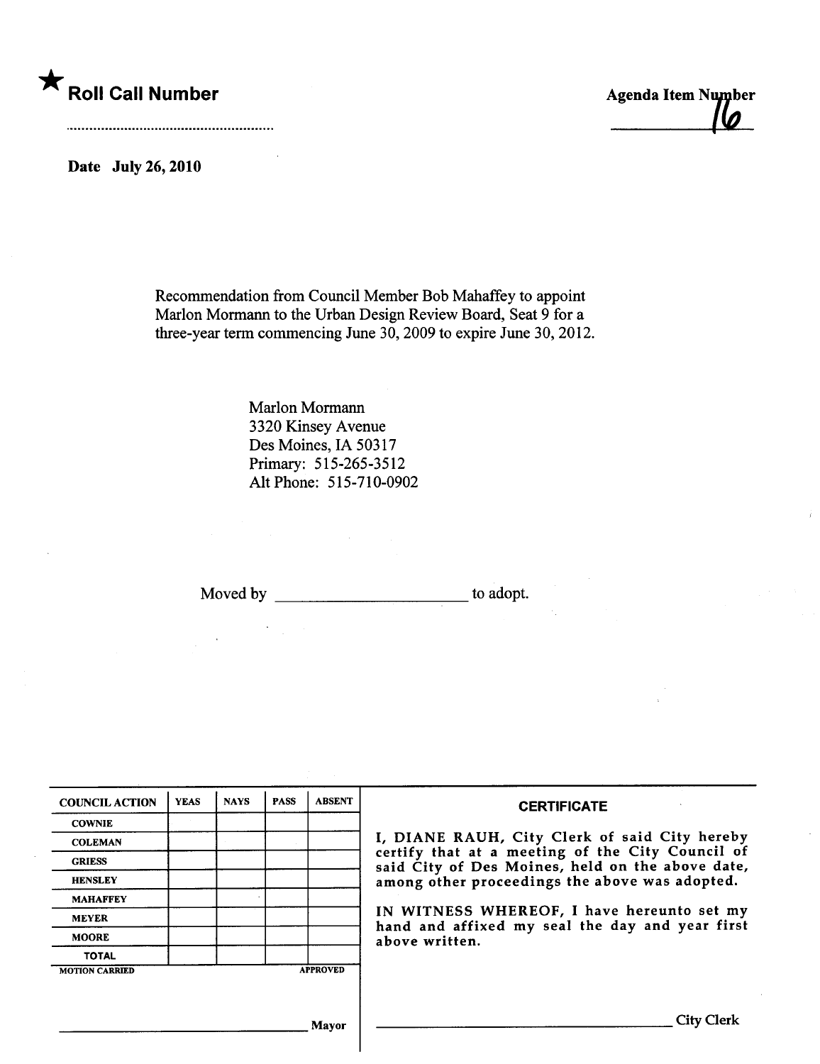★ **Roll Call Number**

..........................................................

**Agenda Item Number** 16

**Date July 26, 2010**

Recommendation from Council Member Bob Mahaffey to appoint Marlon Mormann to the Urban Design Review Board, Seat 9 for a three-year term commencing June 30, 2009 to expire June 30, 2012.

Marlon Mormann
3320 Kinsey Avenue
Des Moines, IA 50317
Primary: 515-265-3512
Alt Phone: 515-710-0902

Moved by ______________________ to adopt.

| COUNCIL ACTION | YEAS | NAYS | PASS | ABSENT |
|---|---|---|---|---|
| COWNIE | | | | |
| COLEMAN | | | | |
| GRIESS | | | | |
| HENSLEY | | | | |
| MAHAFFEY | | | | |
| MEYER | | | | |
| MOORE | | | | |
| TOTAL | | | | |

MOTION CARRIED APPROVED

______________________________ Mayor

**CERTIFICATE**

I, DIANE RAUH, City Clerk of said City hereby certify that at a meeting of the City Council of said City of Des Moines, held on the above date, among other proceedings the above was adopted.

IN WITNESS WHEREOF, I have hereunto set my hand and affixed my seal the day and year first above written.

______________________________ City Clerk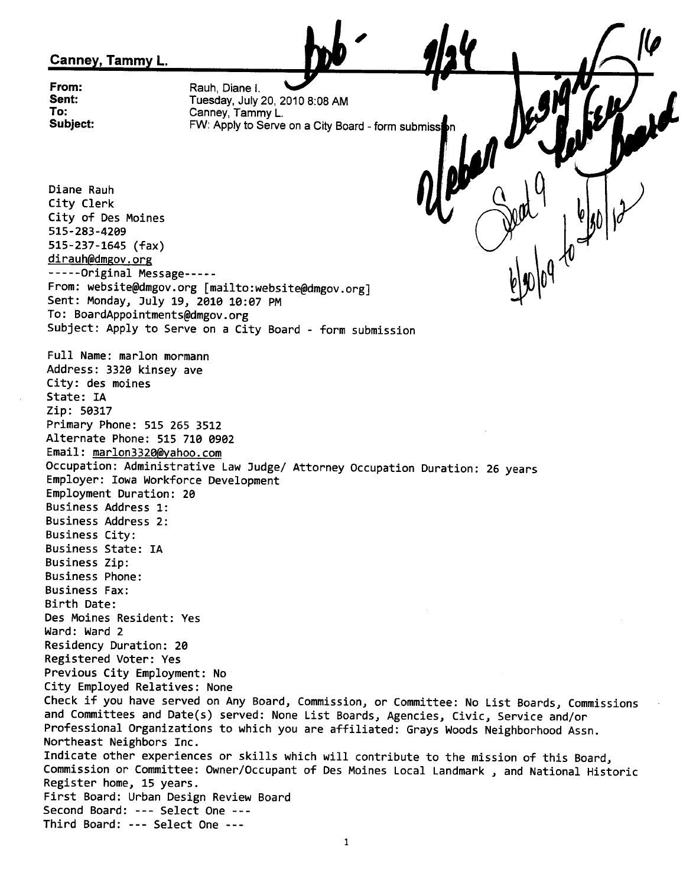**Canney, Tammy L.**

**From:** Rauh, Diane I.
**Sent:** Tuesday, July 20, 2010 8:08 AM
**To:** Canney, Tammy L.
**Subject:** FW: Apply to Serve on a City Board - form submission

bob - 9/24

Urban Design Review Board

Seat 9 6/30/09 to 6/30/12

Diane Rauh
City Clerk
City of Des Moines
515-283-4209
515-237-1645 (fax)
dirauh@dmgov.org

-----Original Message-----
From: website@dmgov.org [mailto:website@dmgov.org]
Sent: Monday, July 19, 2010 10:07 PM
To: BoardAppointments@dmgov.org
Subject: Apply to Serve on a City Board - form submission

Full Name: marlon mormann
Address: 3320 kinsey ave
City: des moines
State: IA
Zip: 50317
Primary Phone: 515 265 3512
Alternate Phone: 515 710 0902
Email: marlon3320@yahoo.com
Occupation: Administrative Law Judge/ Attorney Occupation Duration: 26 years
Employer: Iowa Workforce Development
Employment Duration: 20
Business Address 1:
Business Address 2:
Business City:
Business State: IA
Business Zip:
Business Phone:
Business Fax:
Birth Date:
Des Moines Resident: Yes
Ward: Ward 2
Residency Duration: 20
Registered Voter: Yes
Previous City Employment: No
City Employed Relatives: None
Check if you have served on Any Board, Commission, or Committee: No List Boards, Commissions and Committees and Date(s) served: None List Boards, Agencies, Civic, Service and/or Professional Organizations to which you are affiliated: Grays Woods Neighborhood Assn. Northeast Neighbors Inc.
Indicate other experiences or skills which will contribute to the mission of this Board, Commission or Committee: Owner/Occupant of Des Moines Local Landmark , and National Historic Register home, 15 years.
First Board: Urban Design Review Board
Second Board: --- Select One ---
Third Board: --- Select One ---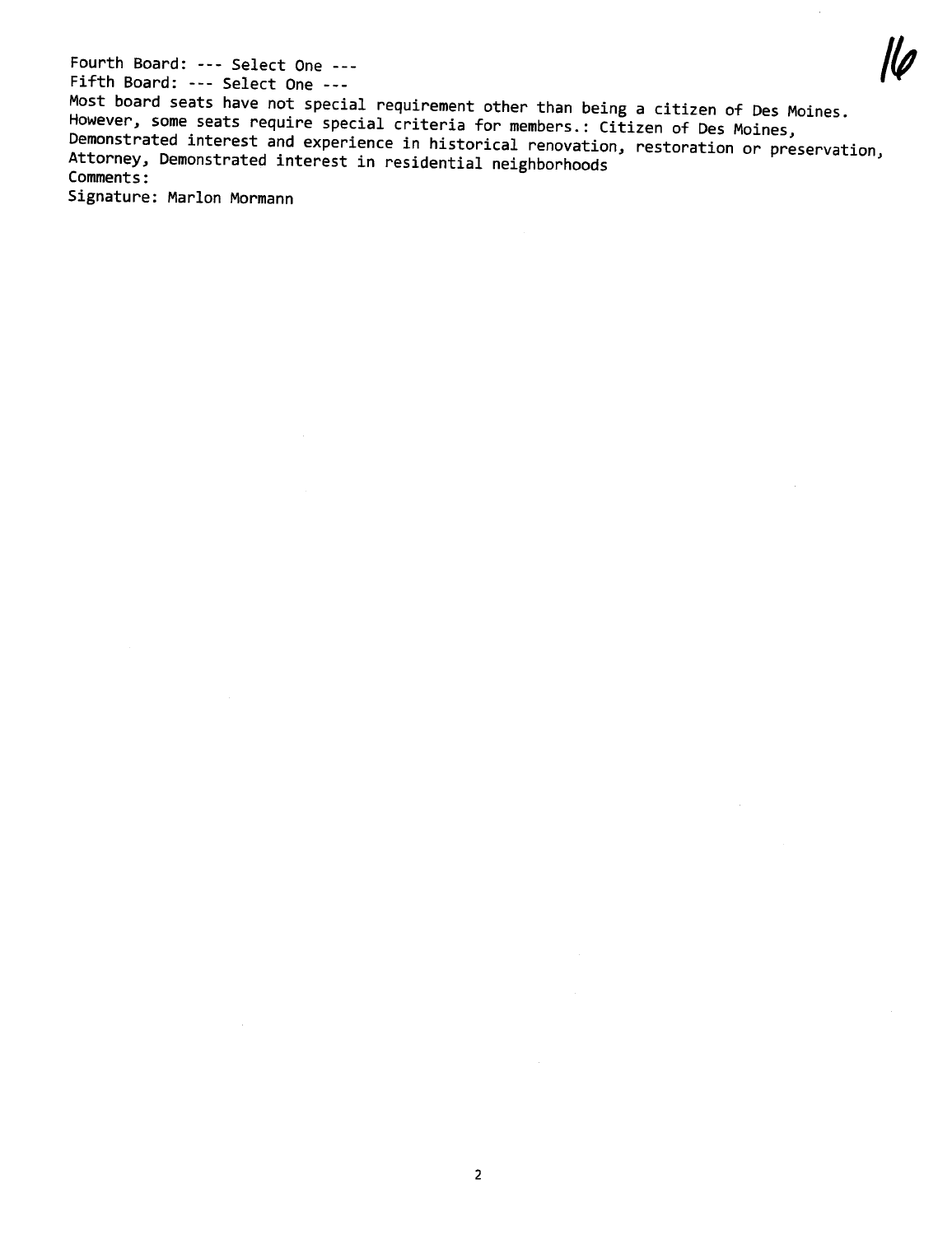Fourth Board: --- Select One ---
Fifth Board: --- Select One ---
Most board seats have not special requirement other than being a citizen of Des Moines. However, some seats require special criteria for members.: Citizen of Des Moines, Demonstrated interest and experience in historical renovation, restoration or preservation, Attorney, Demonstrated interest in residential neighborhoods
Comments:
Signature: Marlon Mormann